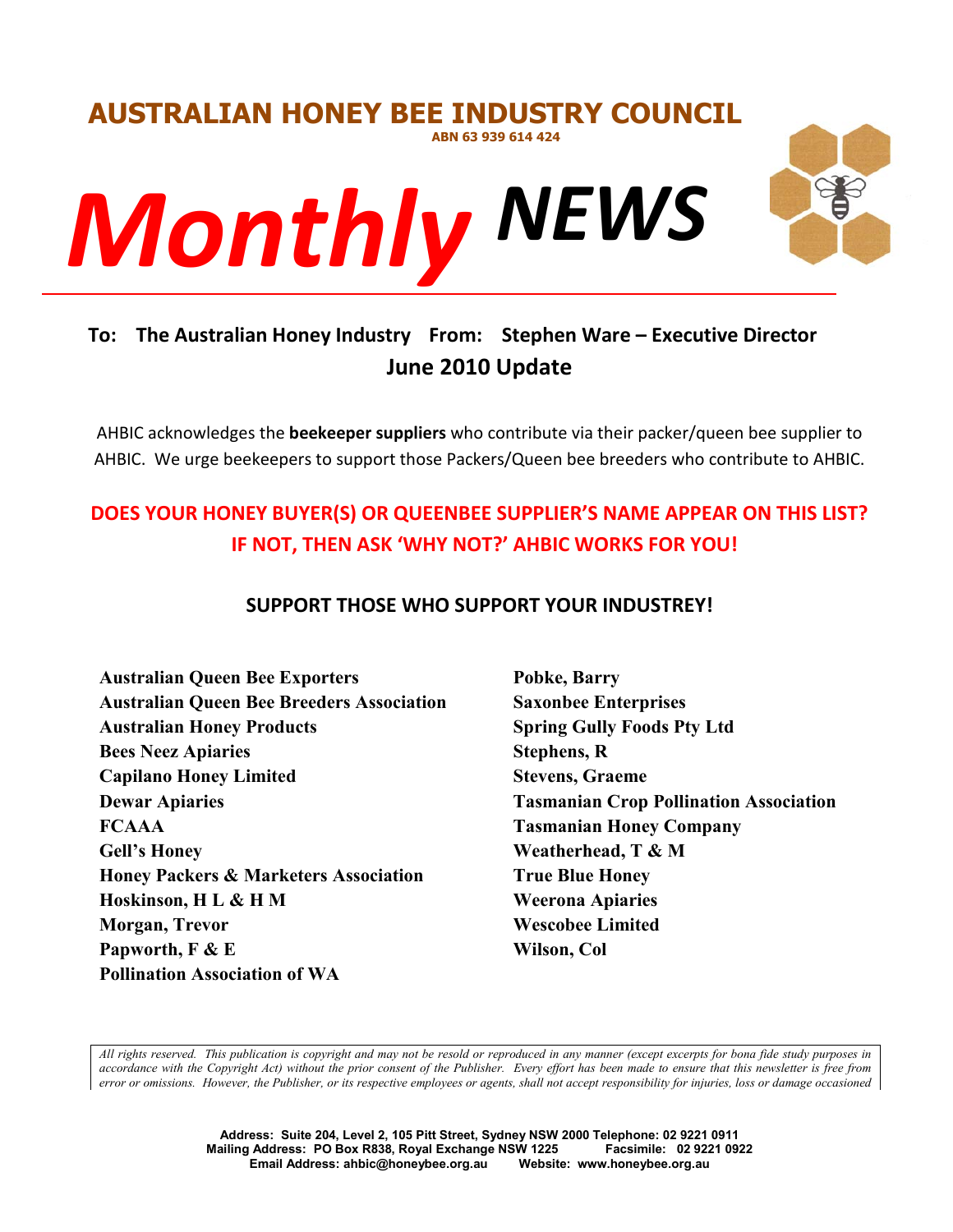# AUSTRALIAN HONEY BEE INDUSTRY COUNCIL

ABN 63 939 614 424

# *Monthly* NEWS

**To: The Australian Honey Industry From: Stephen Ware – Executive Director**

## June 2010 Update

AHBIC acknowledges the **beekeeper suppliers** who contribute via their packer/queen bee supplier to AHBIC. We urge beekeepers to support those Packers/Queen bee breeders who contribute to AHBIC.

**DOES YOUR HONEY BUYER(S) OR QUEENBEE SUPPLIER'S NAME APPEAR ON THIS LIST? IF NOT, THEN ASK 'WHY NOT?' AHBIC WORKS FOR YOU!**

**SUPPORT THOSE WHO SUPPORT YOUR INDUSTREY!**

**Australian Queen Bee Exporters**
**Australian Queen Bee Breeders Association**
**Australian Honey Products**
**Bees Neez Apiaries**
**Capilano Honey Limited**
**Dewar Apiaries**
**FCAAA**
**Gell's Honey**
**Honey Packers & Marketers Association**
**Hoskinson, H L & H M**
**Morgan, Trevor**
**Papworth, F & E**
**Pollination Association of WA**
**Pobke, Barry**
**Saxonbee Enterprises**
**Spring Gully Foods Pty Ltd**
**Stephens, R**
**Stevens, Graeme**
**Tasmanian Crop Pollination Association**
**Tasmanian Honey Company**
**Weatherhead, T & M**
**True Blue Honey**
**Weerona Apiaries**
**Wescobee Limited**
**Wilson, Col**

*All rights reserved. This publication is copyright and may not be resold or reproduced in any manner (except excerpts for bona fide study purposes in accordance with the Copyright Act) without the prior consent of the Publisher. Every effort has been made to ensure that this newsletter is free from error or omissions. However, the Publisher, or its respective employees or agents, shall not accept responsibility for injuries, loss or damage occasioned*

**Address: Suite 204, Level 2, 105 Pitt Street, Sydney NSW 2000 Telephone: 02 9221 0911**
**Mailing Address: PO Box R838, Royal Exchange NSW 1225 Facsimile: 02 9221 0922**
**Email Address: ahbic@honeybee.org.au Website: www.honeybee.org.au**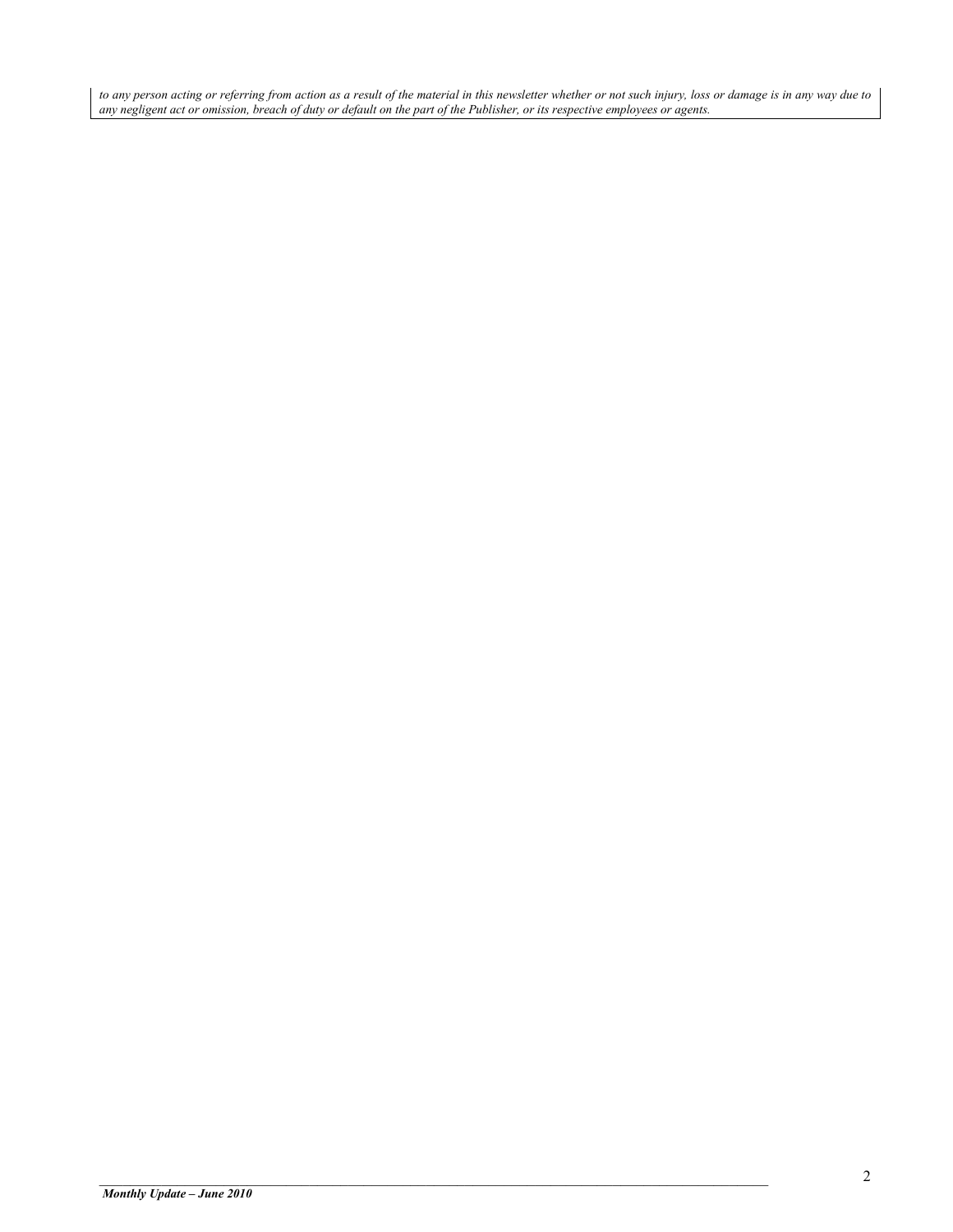*to any person acting or referring from action as a result of the material in this newsletter whether or not such injury, loss or damage is in any way due to any negligent act or omission, breach of duty or default on the part of the Publisher, or its respective employees or agents.*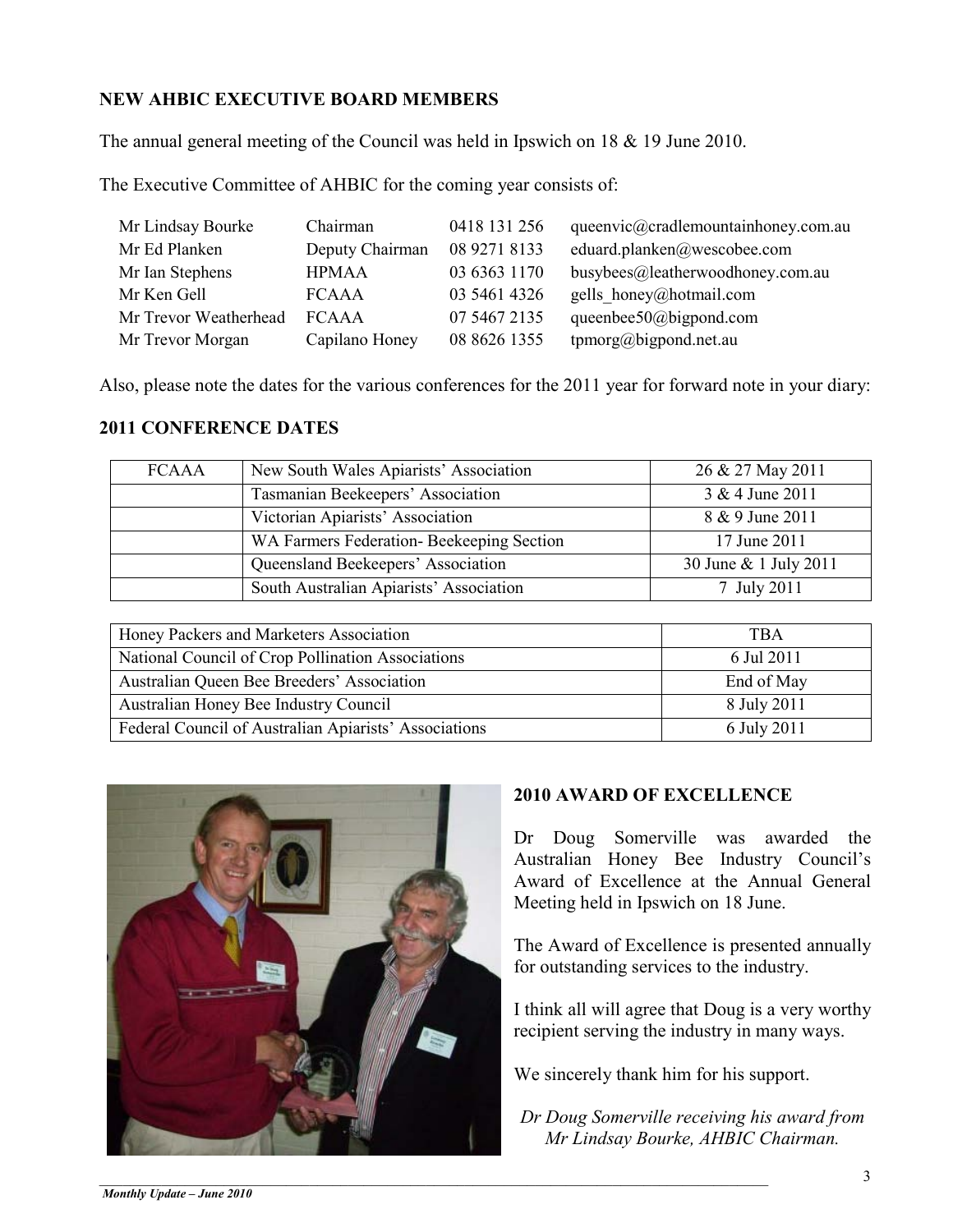## NEW AHBIC EXECUTIVE BOARD MEMBERS

The annual general meeting of the Council was held in Ipswich on 18 & 19 June 2010.

The Executive Committee of AHBIC for the coming year consists of:

| | | | |
|---|---|---|---|
| Mr Lindsay Bourke | Chairman | 0418 131 256 | queenvic@cradlemountainhoney.com.au |
| Mr Ed Planken | Deputy Chairman | 08 9271 8133 | eduard.planken@wescobee.com |
| Mr Ian Stephens | HPMAA | 03 6363 1170 | busybees@leatherwoodhoney.com.au |
| Mr Ken Gell | FCAAA | 03 5461 4326 | gells_honey@hotmail.com |
| Mr Trevor Weatherhead | FCAAA | 07 5467 2135 | queenbee50@bigpond.com |
| Mr Trevor Morgan | Capilano Honey | 08 8626 1355 | tpmorg@bigpond.net.au |

Also, please note the dates for the various conferences for the 2011 year for forward note in your diary:

### 2011 CONFERENCE DATES

| FCAAA | New South Wales Apiarists' Association | 26 & 27 May 2011 |
|---|---|---|
| | Tasmanian Beekeepers' Association | 3 & 4 June 2011 |
| | Victorian Apiarists' Association | 8 & 9 June 2011 |
| | WA Farmers Federation- Beekeeping Section | 17 June 2011 |
| | Queensland Beekeepers' Association | 30 June & 1 July 2011 |
| | South Australian Apiarists' Association | 7 July 2011 |

| Honey Packers and Marketers Association | TBA |
|---|---|
| National Council of Crop Pollination Associations | 6 Jul 2011 |
| Australian Queen Bee Breeders' Association | End of May |
| Australian Honey Bee Industry Council | 8 July 2011 |
| Federal Council of Australian Apiarists' Associations | 6 July 2011 |

### 2010 AWARD OF EXCELLENCE

Dr Doug Somerville was awarded the Australian Honey Bee Industry Council's Award of Excellence at the Annual General Meeting held in Ipswich on 18 June.

The Award of Excellence is presented annually for outstanding services to the industry.

I think all will agree that Doug is a very worthy recipient serving the industry in many ways.

We sincerely thank him for his support.

*Dr Doug Somerville receiving his award from Mr Lindsay Bourke, AHBIC Chairman.*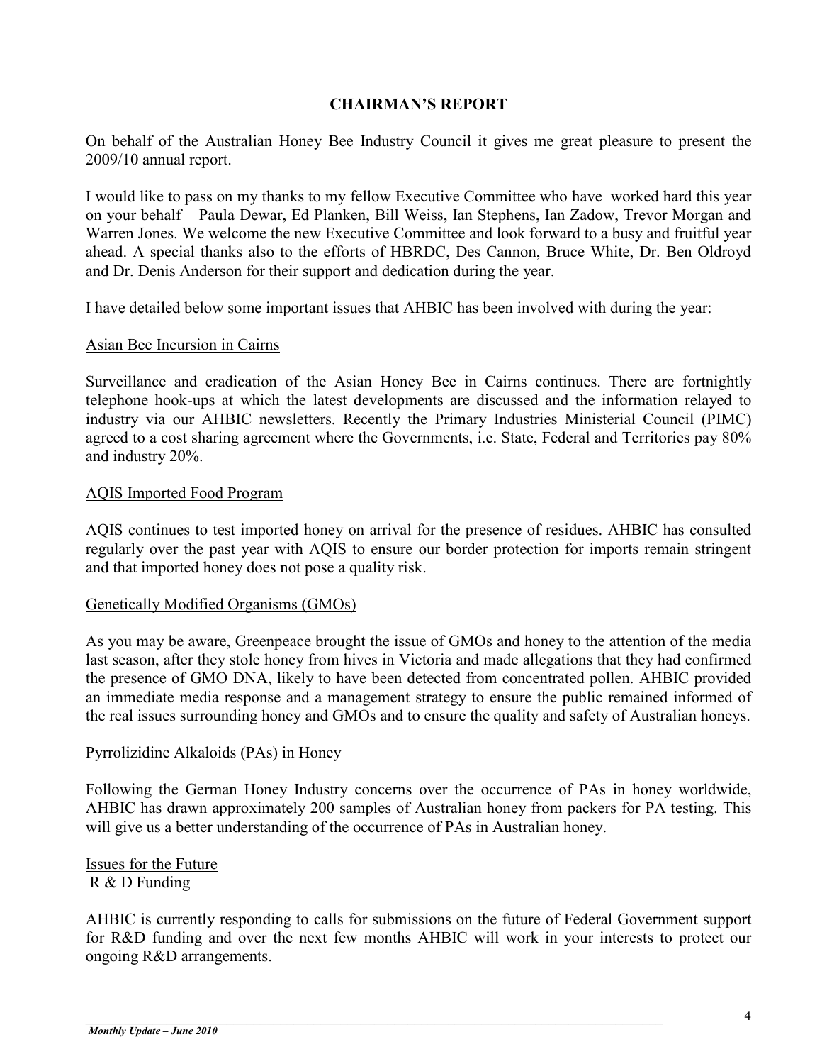## CHAIRMAN'S REPORT

On behalf of the Australian Honey Bee Industry Council it gives me great pleasure to present the 2009/10 annual report.

I would like to pass on my thanks to my fellow Executive Committee who have worked hard this year on your behalf – Paula Dewar, Ed Planken, Bill Weiss, Ian Stephens, Ian Zadow, Trevor Morgan and Warren Jones. We welcome the new Executive Committee and look forward to a busy and fruitful year ahead. A special thanks also to the efforts of HBRDC, Des Cannon, Bruce White, Dr. Ben Oldroyd and Dr. Denis Anderson for their support and dedication during the year.

I have detailed below some important issues that AHBIC has been involved with during the year:

### Asian Bee Incursion in Cairns

Surveillance and eradication of the Asian Honey Bee in Cairns continues. There are fortnightly telephone hook-ups at which the latest developments are discussed and the information relayed to industry via our AHBIC newsletters. Recently the Primary Industries Ministerial Council (PIMC) agreed to a cost sharing agreement where the Governments, i.e. State, Federal and Territories pay 80% and industry 20%.

### AQIS Imported Food Program

AQIS continues to test imported honey on arrival for the presence of residues. AHBIC has consulted regularly over the past year with AQIS to ensure our border protection for imports remain stringent and that imported honey does not pose a quality risk.

### Genetically Modified Organisms (GMOs)

As you may be aware, Greenpeace brought the issue of GMOs and honey to the attention of the media last season, after they stole honey from hives in Victoria and made allegations that they had confirmed the presence of GMO DNA, likely to have been detected from concentrated pollen. AHBIC provided an immediate media response and a management strategy to ensure the public remained informed of the real issues surrounding honey and GMOs and to ensure the quality and safety of Australian honeys.

### Pyrrolizidine Alkaloids (PAs) in Honey

Following the German Honey Industry concerns over the occurrence of PAs in honey worldwide, AHBIC has drawn approximately 200 samples of Australian honey from packers for PA testing. This will give us a better understanding of the occurrence of PAs in Australian honey.

### Issues for the Future

#### R & D Funding

AHBIC is currently responding to calls for submissions on the future of Federal Government support for R&D funding and over the next few months AHBIC will work in your interests to protect our ongoing R&D arrangements.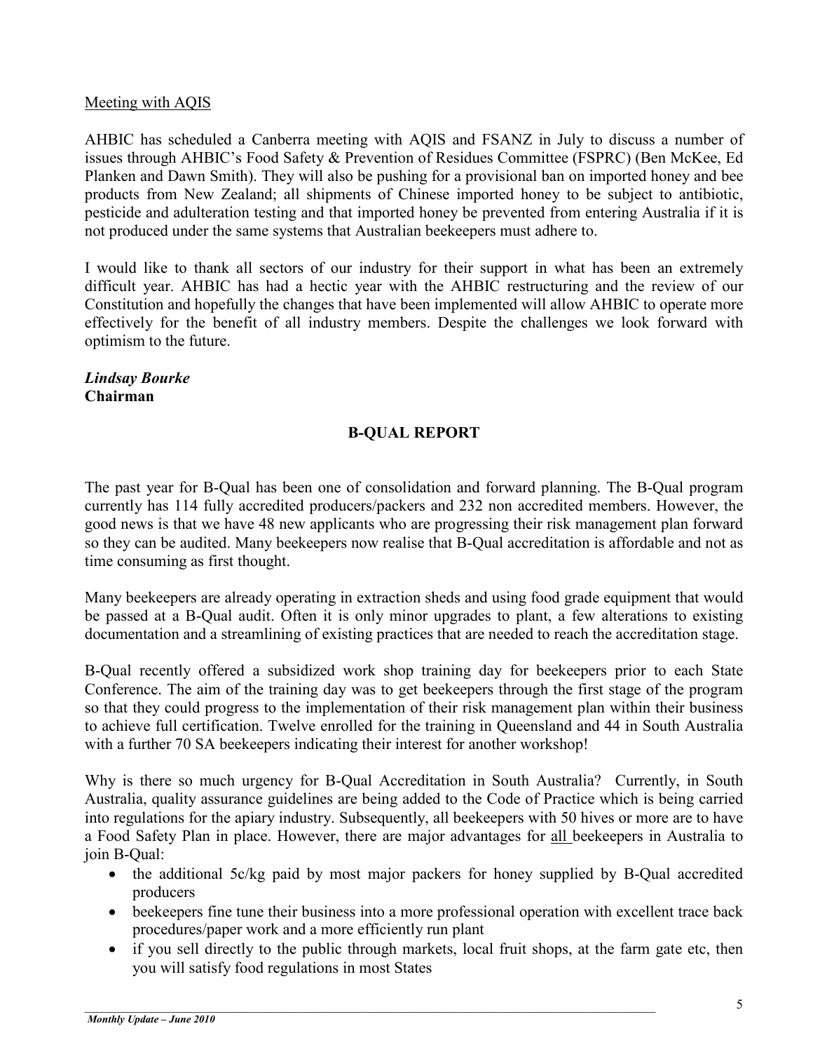Meeting with AQIS

AHBIC has scheduled a Canberra meeting with AQIS and FSANZ in July to discuss a number of issues through AHBIC's Food Safety & Prevention of Residues Committee (FSPRC) (Ben McKee, Ed Planken and Dawn Smith). They will also be pushing for a provisional ban on imported honey and bee products from New Zealand; all shipments of Chinese imported honey to be subject to antibiotic, pesticide and adulteration testing and that imported honey be prevented from entering Australia if it is not produced under the same systems that Australian beekeepers must adhere to.

I would like to thank all sectors of our industry for their support in what has been an extremely difficult year. AHBIC has had a hectic year with the AHBIC restructuring and the review of our Constitution and hopefully the changes that have been implemented will allow AHBIC to operate more effectively for the benefit of all industry members. Despite the challenges we look forward with optimism to the future.

***Lindsay Bourke***
**Chairman**

## B-QUAL REPORT

The past year for B-Qual has been one of consolidation and forward planning. The B-Qual program currently has 114 fully accredited producers/packers and 232 non accredited members. However, the good news is that we have 48 new applicants who are progressing their risk management plan forward so they can be audited. Many beekeepers now realise that B-Qual accreditation is affordable and not as time consuming as first thought.

Many beekeepers are already operating in extraction sheds and using food grade equipment that would be passed at a B-Qual audit. Often it is only minor upgrades to plant, a few alterations to existing documentation and a streamlining of existing practices that are needed to reach the accreditation stage.

B-Qual recently offered a subsidized work shop training day for beekeepers prior to each State Conference. The aim of the training day was to get beekeepers through the first stage of the program so that they could progress to the implementation of their risk management plan within their business to achieve full certification. Twelve enrolled for the training in Queensland and 44 in South Australia with a further 70 SA beekeepers indicating their interest for another workshop!

Why is there so much urgency for B-Qual Accreditation in South Australia? Currently, in South Australia, quality assurance guidelines are being added to the Code of Practice which is being carried into regulations for the apiary industry. Subsequently, all beekeepers with 50 hives or more are to have a Food Safety Plan in place. However, there are major advantages for all beekeepers in Australia to join B-Qual:

- the additional 5c/kg paid by most major packers for honey supplied by B-Qual accredited producers
- beekeepers fine tune their business into a more professional operation with excellent trace back procedures/paper work and a more efficiently run plant
- if you sell directly to the public through markets, local fruit shops, at the farm gate etc, then you will satisfy food regulations in most States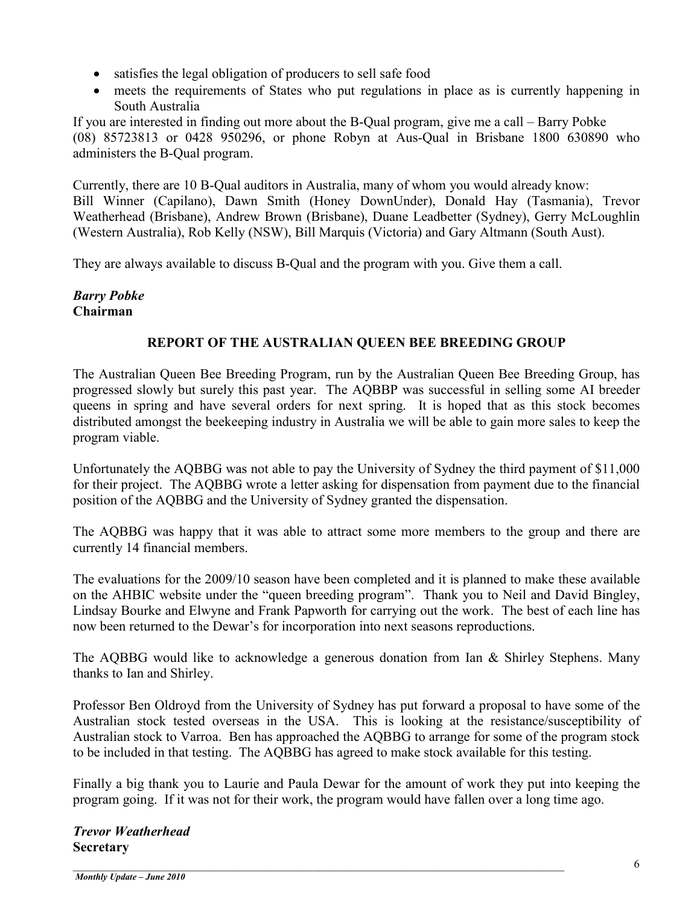- satisfies the legal obligation of producers to sell safe food
- meets the requirements of States who put regulations in place as is currently happening in South Australia

If you are interested in finding out more about the B-Qual program, give me a call – Barry Pobke (08) 85723813 or 0428 950296, or phone Robyn at Aus-Qual in Brisbane 1800 630890 who administers the B-Qual program.

Currently, there are 10 B-Qual auditors in Australia, many of whom you would already know: Bill Winner (Capilano), Dawn Smith (Honey DownUnder), Donald Hay (Tasmania), Trevor Weatherhead (Brisbane), Andrew Brown (Brisbane), Duane Leadbetter (Sydney), Gerry McLoughlin (Western Australia), Rob Kelly (NSW), Bill Marquis (Victoria) and Gary Altmann (South Aust).

They are always available to discuss B-Qual and the program with you. Give them a call.

***Barry Pobke***
**Chairman**

## REPORT OF THE AUSTRALIAN QUEEN BEE BREEDING GROUP

The Australian Queen Bee Breeding Program, run by the Australian Queen Bee Breeding Group, has progressed slowly but surely this past year. The AQBBP was successful in selling some AI breeder queens in spring and have several orders for next spring. It is hoped that as this stock becomes distributed amongst the beekeeping industry in Australia we will be able to gain more sales to keep the program viable.

Unfortunately the AQBBG was not able to pay the University of Sydney the third payment of $11,000 for their project. The AQBBG wrote a letter asking for dispensation from payment due to the financial position of the AQBBG and the University of Sydney granted the dispensation.

The AQBBG was happy that it was able to attract some more members to the group and there are currently 14 financial members.

The evaluations for the 2009/10 season have been completed and it is planned to make these available on the AHBIC website under the "queen breeding program". Thank you to Neil and David Bingley, Lindsay Bourke and Elwyne and Frank Papworth for carrying out the work. The best of each line has now been returned to the Dewar's for incorporation into next seasons reproductions.

The AQBBG would like to acknowledge a generous donation from Ian & Shirley Stephens. Many thanks to Ian and Shirley.

Professor Ben Oldroyd from the University of Sydney has put forward a proposal to have some of the Australian stock tested overseas in the USA. This is looking at the resistance/susceptibility of Australian stock to Varroa. Ben has approached the AQBBG to arrange for some of the program stock to be included in that testing. The AQBBG has agreed to make stock available for this testing.

Finally a big thank you to Laurie and Paula Dewar for the amount of work they put into keeping the program going. If it was not for their work, the program would have fallen over a long time ago.

***Trevor Weatherhead***
**Secretary**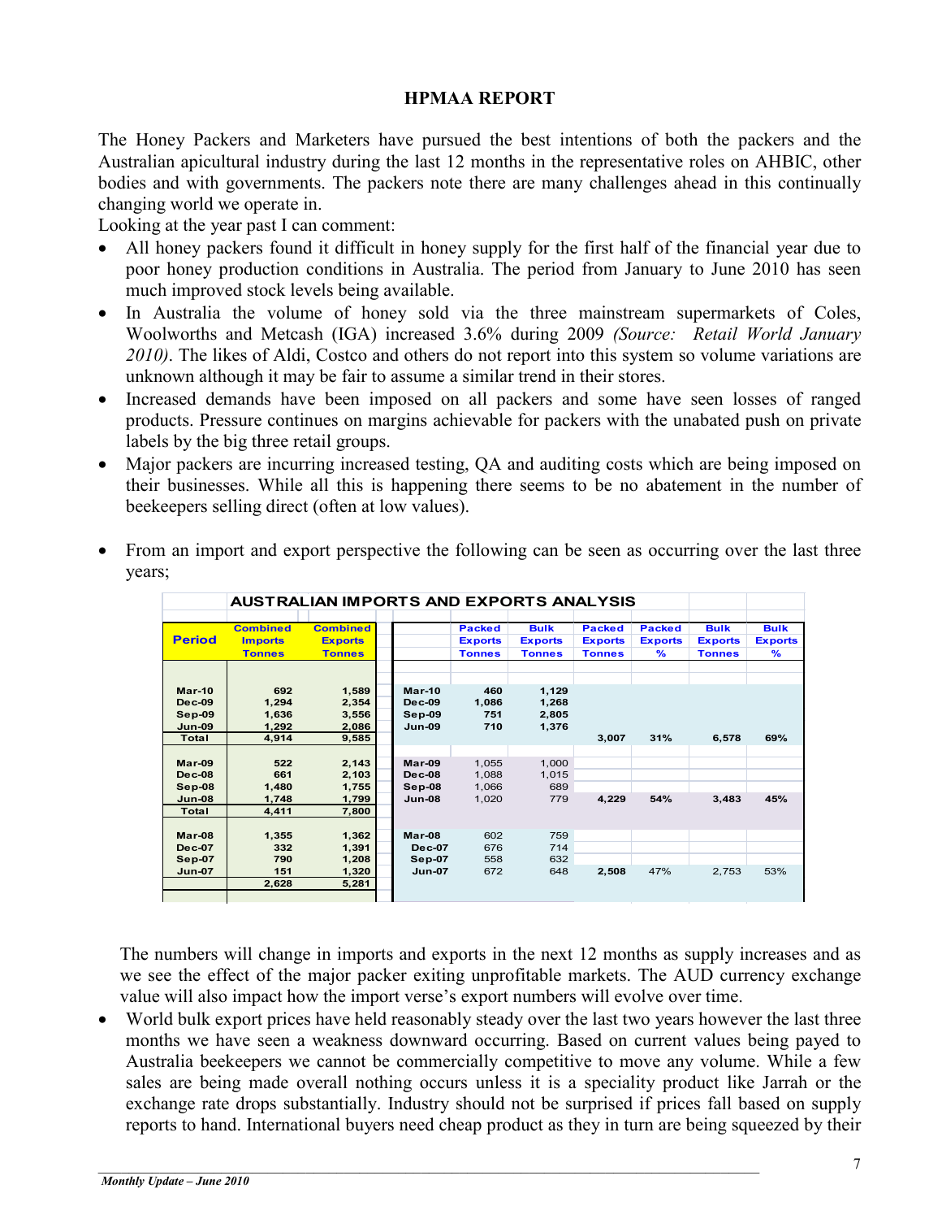# HPMAA REPORT

The Honey Packers and Marketers have pursued the best intentions of both the packers and the Australian apicultural industry during the last 12 months in the representative roles on AHBIC, other bodies and with governments. The packers note there are many challenges ahead in this continually changing world we operate in.

Looking at the year past I can comment:

- All honey packers found it difficult in honey supply for the first half of the financial year due to poor honey production conditions in Australia. The period from January to June 2010 has seen much improved stock levels being available.
- In Australia the volume of honey sold via the three mainstream supermarkets of Coles, Woolworths and Metcash (IGA) increased 3.6% during 2009 *(Source: Retail World January 2010)*. The likes of Aldi, Costco and others do not report into this system so volume variations are unknown although it may be fair to assume a similar trend in their stores.
- Increased demands have been imposed on all packers and some have seen losses of ranged products. Pressure continues on margins achievable for packers with the unabated push on private labels by the big three retail groups.
- Major packers are incurring increased testing, QA and auditing costs which are being imposed on their businesses. While all this is happening there seems to be no abatement in the number of beekeepers selling direct (often at low values).
- From an import and export perspective the following can be seen as occurring over the last three years;

**AUSTRALIAN IMPORTS AND EXPORTS ANALYSIS**

| Period | Combined Imports Tonnes | Combined Exports Tonnes | | Packed Exports Tonnes | Bulk Exports Tonnes | Packed Exports Tonnes | Packed Exports % | Bulk Exports Tonnes | Bulk Exports % |
|---|---|---|---|---|---|---|---|---|---|
| Mar-10 | 692 | 1,589 | Mar-10 | 460 | 1,129 | | | | |
| Dec-09 | 1,294 | 2,354 | Dec-09 | 1,086 | 1,268 | | | | |
| Sep-09 | 1,636 | 3,556 | Sep-09 | 751 | 2,805 | | | | |
| Jun-09 | 1,292 | 2,086 | Jun-09 | 710 | 1,376 | | | | |
| Total | 4,914 | 9,585 | | | | 3,007 | 31% | 6,578 | 69% |
| Mar-09 | 522 | 2,143 | Mar-09 | 1,055 | 1,000 | | | | |
| Dec-08 | 661 | 2,103 | Dec-08 | 1,088 | 1,015 | | | | |
| Sep-08 | 1,480 | 1,755 | Sep-08 | 1,066 | 689 | | | | |
| Jun-08 | 1,748 | 1,799 | Jun-08 | 1,020 | 779 | 4,229 | 54% | 3,483 | 45% |
| Total | 4,411 | 7,800 | | | | | | | |
| Mar-08 | 1,355 | 1,362 | Mar-08 | 602 | 759 | | | | |
| Dec-07 | 332 | 1,391 | Dec-07 | 676 | 714 | | | | |
| Sep-07 | 790 | 1,208 | Sep-07 | 558 | 632 | | | | |
| Jun-07 | 151 | 1,320 | Jun-07 | 672 | 648 | 2,508 | 47% | 2,753 | 53% |
| | 2,628 | 5,281 | | | | | | | |

The numbers will change in imports and exports in the next 12 months as supply increases and as we see the effect of the major packer exiting unprofitable markets. The AUD currency exchange value will also impact how the import verse's export numbers will evolve over time.

- World bulk export prices have held reasonably steady over the last two years however the last three months we have seen a weakness downward occurring. Based on current values being payed to Australia beekeepers we cannot be commercially competitive to move any volume. While a few sales are being made overall nothing occurs unless it is a speciality product like Jarrah or the exchange rate drops substantially. Industry should not be surprised if prices fall based on supply reports to hand. International buyers need cheap product as they in turn are being squeezed by their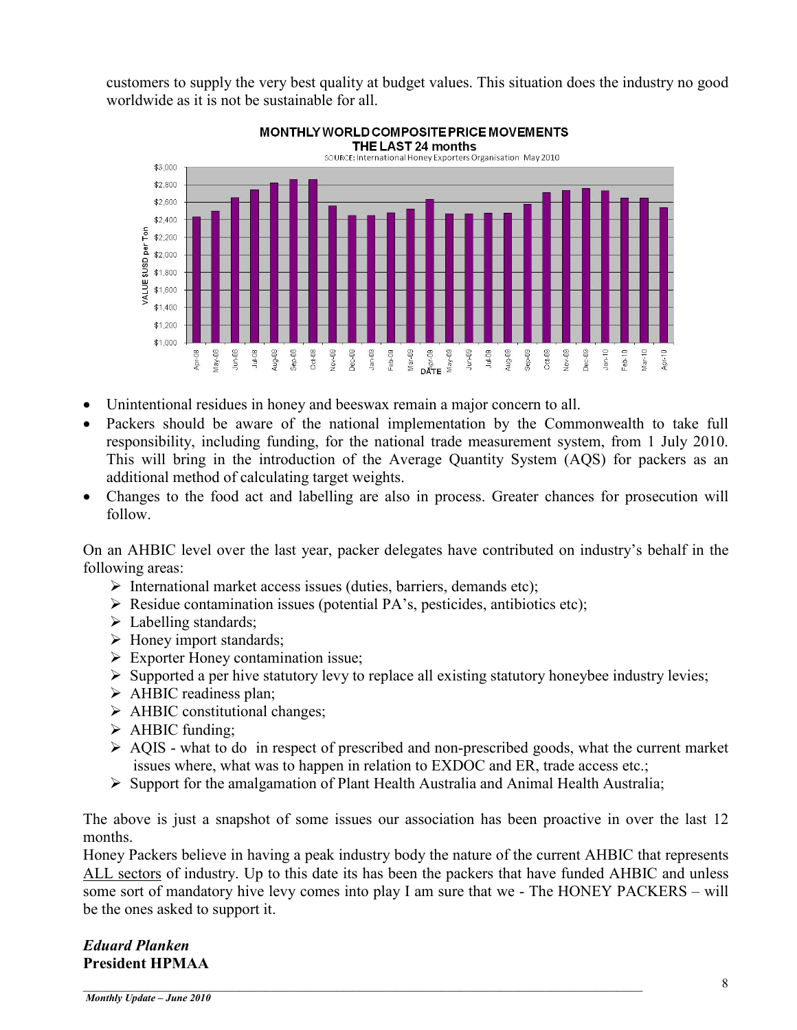customers to supply the very best quality at budget values. This situation does the industry no good worldwide as it is not be sustainable for all.

- Unintentional residues in honey and beeswax remain a major concern to all.
- Packers should be aware of the national implementation by the Commonwealth to take full responsibility, including funding, for the national trade measurement system, from 1 July 2010. This will bring in the introduction of the Average Quantity System (AQS) for packers as an additional method of calculating target weights.
- Changes to the food act and labelling are also in process. Greater chances for prosecution will follow.

On an AHBIC level over the last year, packer delegates have contributed on industry's behalf in the following areas:

- International market access issues (duties, barriers, demands etc);
- Residue contamination issues (potential PA's, pesticides, antibiotics etc);
- Labelling standards;
- Honey import standards;
- Exporter Honey contamination issue;
- Supported a per hive statutory levy to replace all existing statutory honeybee industry levies;
- AHBIC readiness plan;
- AHBIC constitutional changes;
- AHBIC funding;
- AQIS - what to do in respect of prescribed and non-prescribed goods, what the current market issues where, what was to happen in relation to EXDOC and ER, trade access etc.;
- Support for the amalgamation of Plant Health Australia and Animal Health Australia;

The above is just a snapshot of some issues our association has been proactive in over the last 12 months.

Honey Packers believe in having a peak industry body the nature of the current AHBIC that represents ALL sectors of industry. Up to this date its has been the packers that have funded AHBIC and unless some sort of mandatory hive levy comes into play I am sure that we - The HONEY PACKERS – will be the ones asked to support it.

***Eduard Planken***
**President HPMAA**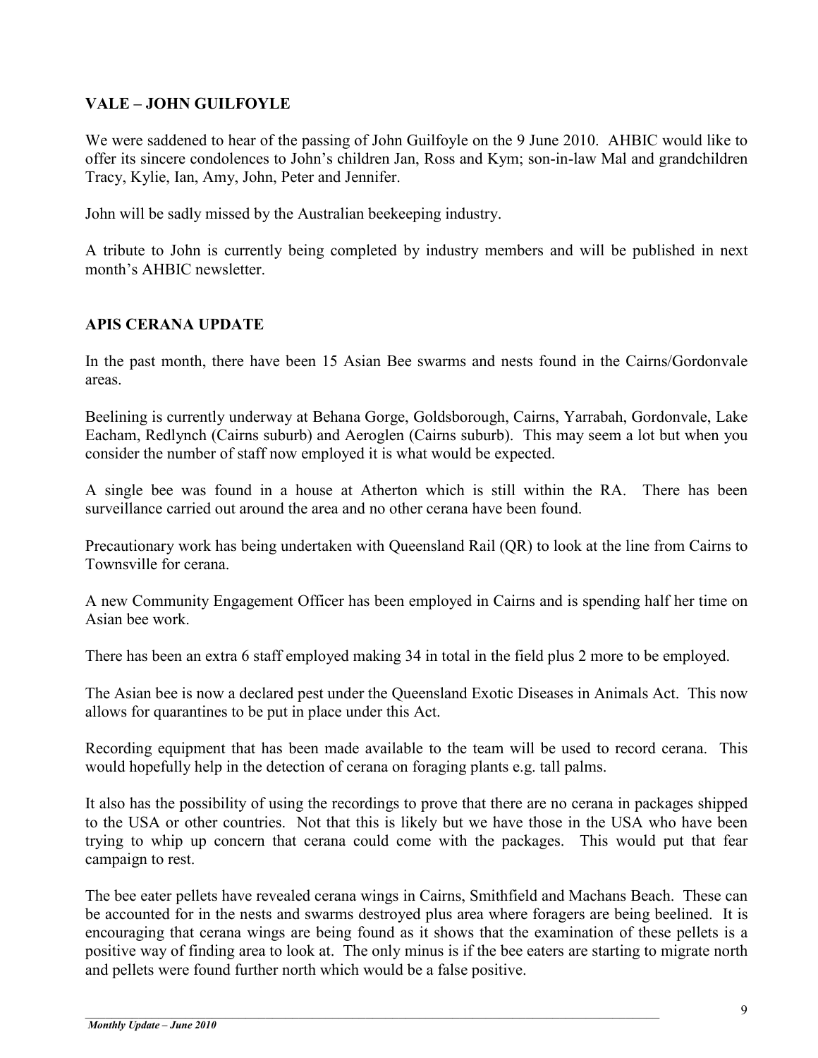## VALE – JOHN GUILFOYLE

We were saddened to hear of the passing of John Guilfoyle on the 9 June 2010. AHBIC would like to offer its sincere condolences to John's children Jan, Ross and Kym; son-in-law Mal and grandchildren Tracy, Kylie, Ian, Amy, John, Peter and Jennifer.

John will be sadly missed by the Australian beekeeping industry.

A tribute to John is currently being completed by industry members and will be published in next month's AHBIC newsletter.

## APIS CERANA UPDATE

In the past month, there have been 15 Asian Bee swarms and nests found in the Cairns/Gordonvale areas.

Beelining is currently underway at Behana Gorge, Goldsborough, Cairns, Yarrabah, Gordonvale, Lake Eacham, Redlynch (Cairns suburb) and Aeroglen (Cairns suburb). This may seem a lot but when you consider the number of staff now employed it is what would be expected.

A single bee was found in a house at Atherton which is still within the RA. There has been surveillance carried out around the area and no other cerana have been found.

Precautionary work has being undertaken with Queensland Rail (QR) to look at the line from Cairns to Townsville for cerana.

A new Community Engagement Officer has been employed in Cairns and is spending half her time on Asian bee work.

There has been an extra 6 staff employed making 34 in total in the field plus 2 more to be employed.

The Asian bee is now a declared pest under the Queensland Exotic Diseases in Animals Act. This now allows for quarantines to be put in place under this Act.

Recording equipment that has been made available to the team will be used to record cerana. This would hopefully help in the detection of cerana on foraging plants e.g. tall palms.

It also has the possibility of using the recordings to prove that there are no cerana in packages shipped to the USA or other countries. Not that this is likely but we have those in the USA who have been trying to whip up concern that cerana could come with the packages. This would put that fear campaign to rest.

The bee eater pellets have revealed cerana wings in Cairns, Smithfield and Machans Beach. These can be accounted for in the nests and swarms destroyed plus area where foragers are being beelined. It is encouraging that cerana wings are being found as it shows that the examination of these pellets is a positive way of finding area to look at. The only minus is if the bee eaters are starting to migrate north and pellets were found further north which would be a false positive.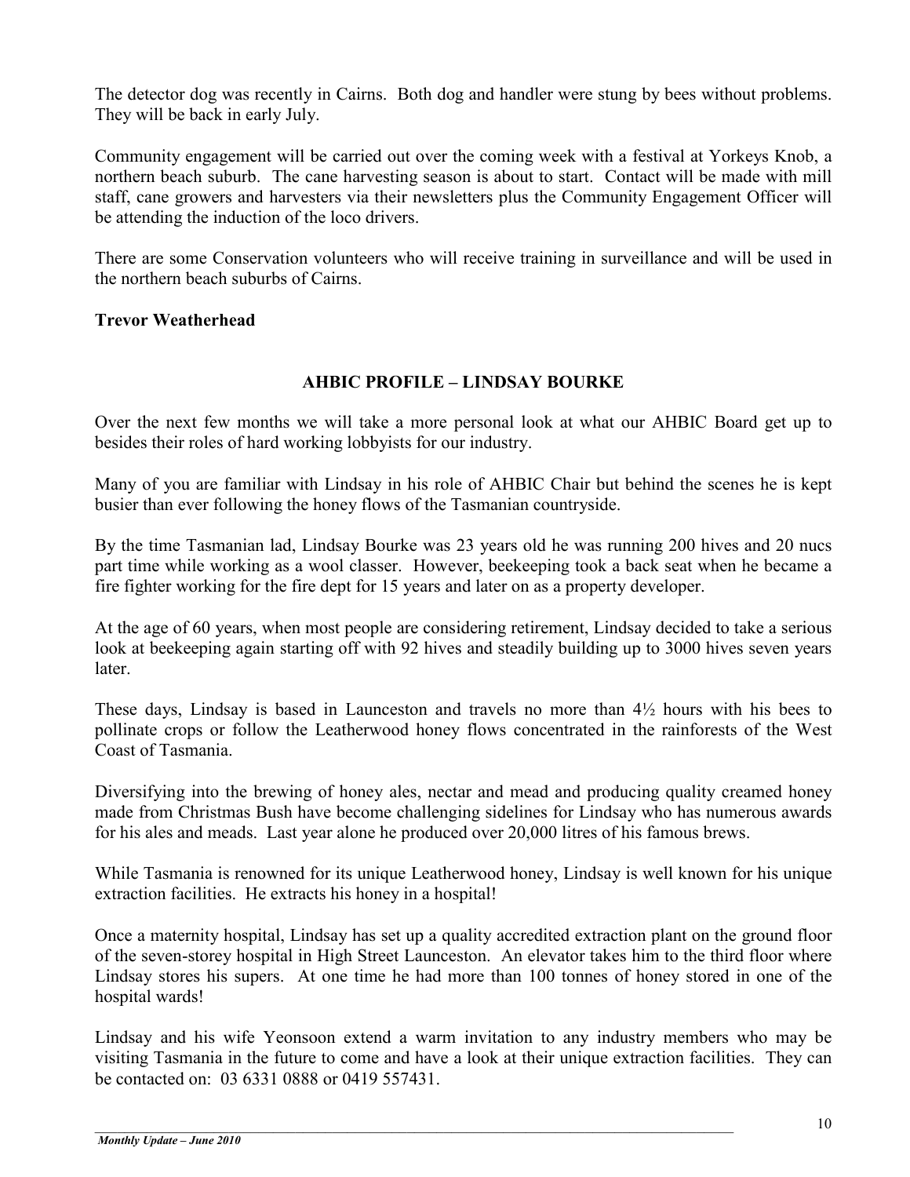The detector dog was recently in Cairns. Both dog and handler were stung by bees without problems. They will be back in early July.

Community engagement will be carried out over the coming week with a festival at Yorkeys Knob, a northern beach suburb. The cane harvesting season is about to start. Contact will be made with mill staff, cane growers and harvesters via their newsletters plus the Community Engagement Officer will be attending the induction of the loco drivers.

There are some Conservation volunteers who will receive training in surveillance and will be used in the northern beach suburbs of Cairns.

**Trevor Weatherhead**

## AHBIC PROFILE – LINDSAY BOURKE

Over the next few months we will take a more personal look at what our AHBIC Board get up to besides their roles of hard working lobbyists for our industry.

Many of you are familiar with Lindsay in his role of AHBIC Chair but behind the scenes he is kept busier than ever following the honey flows of the Tasmanian countryside.

By the time Tasmanian lad, Lindsay Bourke was 23 years old he was running 200 hives and 20 nucs part time while working as a wool classer. However, beekeeping took a back seat when he became a fire fighter working for the fire dept for 15 years and later on as a property developer.

At the age of 60 years, when most people are considering retirement, Lindsay decided to take a serious look at beekeeping again starting off with 92 hives and steadily building up to 3000 hives seven years later.

These days, Lindsay is based in Launceston and travels no more than 4½ hours with his bees to pollinate crops or follow the Leatherwood honey flows concentrated in the rainforests of the West Coast of Tasmania.

Diversifying into the brewing of honey ales, nectar and mead and producing quality creamed honey made from Christmas Bush have become challenging sidelines for Lindsay who has numerous awards for his ales and meads. Last year alone he produced over 20,000 litres of his famous brews.

While Tasmania is renowned for its unique Leatherwood honey, Lindsay is well known for his unique extraction facilities. He extracts his honey in a hospital!

Once a maternity hospital, Lindsay has set up a quality accredited extraction plant on the ground floor of the seven-storey hospital in High Street Launceston. An elevator takes him to the third floor where Lindsay stores his supers. At one time he had more than 100 tonnes of honey stored in one of the hospital wards!

Lindsay and his wife Yeonsoon extend a warm invitation to any industry members who may be visiting Tasmania in the future to come and have a look at their unique extraction facilities. They can be contacted on: 03 6331 0888 or 0419 557431.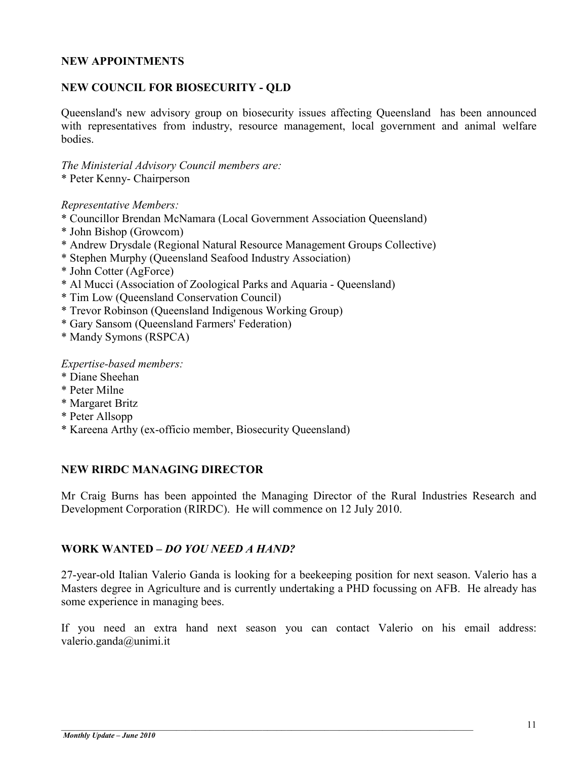## NEW APPOINTMENTS

### NEW COUNCIL FOR BIOSECURITY - QLD

Queensland's new advisory group on biosecurity issues affecting Queensland has been announced with representatives from industry, resource management, local government and animal welfare bodies.

*The Ministerial Advisory Council members are:*
* Peter Kenny- Chairperson

*Representative Members:*
* Councillor Brendan McNamara (Local Government Association Queensland)
* John Bishop (Growcom)
* Andrew Drysdale (Regional Natural Resource Management Groups Collective)
* Stephen Murphy (Queensland Seafood Industry Association)
* John Cotter (AgForce)
* Al Mucci (Association of Zoological Parks and Aquaria - Queensland)
* Tim Low (Queensland Conservation Council)
* Trevor Robinson (Queensland Indigenous Working Group)
* Gary Sansom (Queensland Farmers' Federation)
* Mandy Symons (RSPCA)

*Expertise-based members:*
* Diane Sheehan
* Peter Milne
* Margaret Britz
* Peter Allsopp
* Kareena Arthy (ex-officio member, Biosecurity Queensland)

### NEW RIRDC MANAGING DIRECTOR

Mr Craig Burns has been appointed the Managing Director of the Rural Industries Research and Development Corporation (RIRDC). He will commence on 12 July 2010.

### WORK WANTED – *DO YOU NEED A HAND?*

27-year-old Italian Valerio Ganda is looking for a beekeeping position for next season. Valerio has a Masters degree in Agriculture and is currently undertaking a PHD focussing on AFB. He already has some experience in managing bees.

If you need an extra hand next season you can contact Valerio on his email address: valerio.ganda@unimi.it